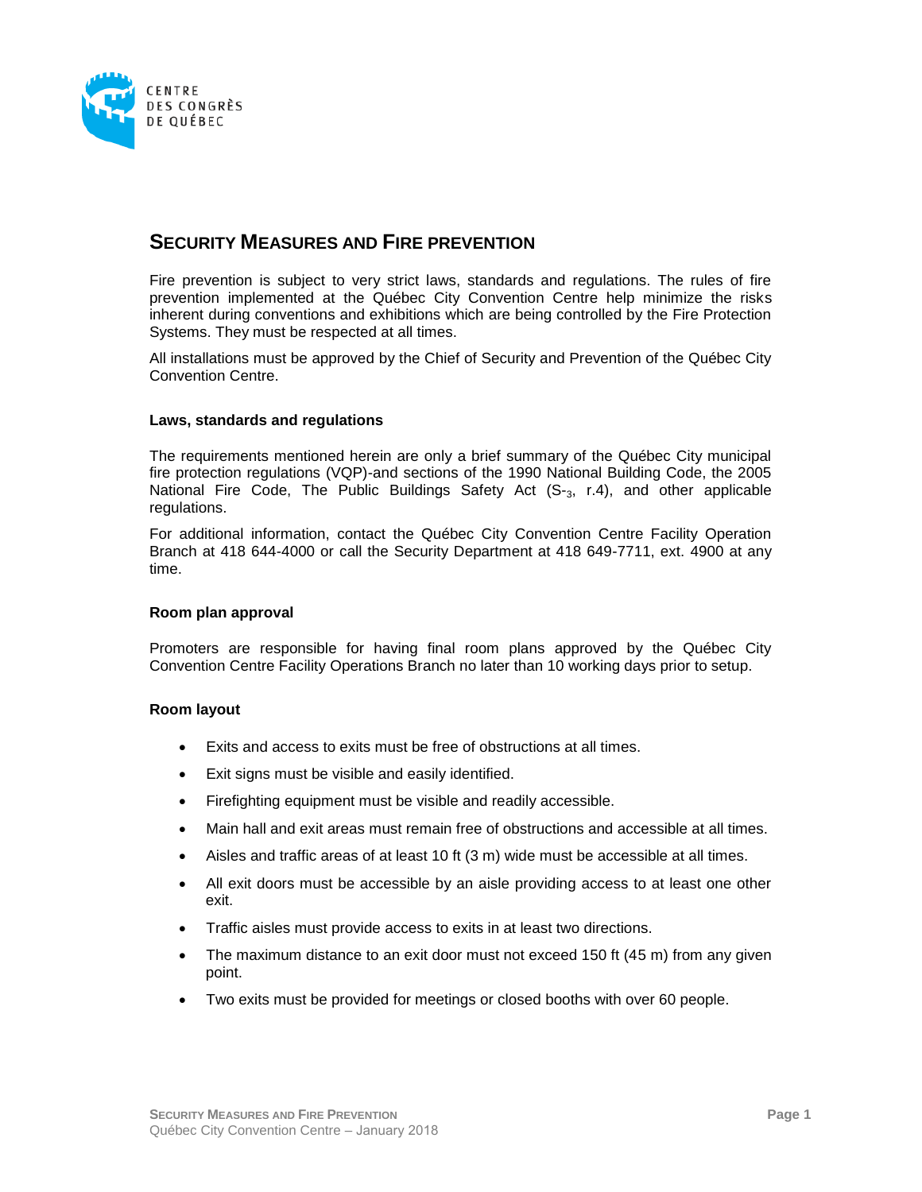CENTRE DES CONGRÈS DE QUÉBEC

# SECURITY MEASURES AND FIRE PREVENTION

Fire prevention is subject to very strict laws, standards and regulations. The rules of fire prevention implemented at the Québec City Convention Centre help minimize the risks inherent during conventions and exhibitions which are being controlled by the Fire Protection Systems. They must be respected at all times.

All installations must be approved by the Chief of Security and Prevention of the Québec City Convention Centre.

### Laws, standards and regulations

The requirements mentioned herein are only a brief summary of the Québec City municipal fire protection regulations (VQP)-and sections of the 1990 National Building Code, the 2005 National Fire Code, The Public Buildings Safety Act (S-$_3$, r.4), and other applicable regulations.

For additional information, contact the Québec City Convention Centre Facility Operation Branch at 418 644-4000 or call the Security Department at 418 649-7711, ext. 4900 at any time.

### Room plan approval

Promoters are responsible for having final room plans approved by the Québec City Convention Centre Facility Operations Branch no later than 10 working days prior to setup.

### Room layout

- Exits and access to exits must be free of obstructions at all times.
- Exit signs must be visible and easily identified.
- Firefighting equipment must be visible and readily accessible.
- Main hall and exit areas must remain free of obstructions and accessible at all times.
- Aisles and traffic areas of at least 10 ft (3 m) wide must be accessible at all times.
- All exit doors must be accessible by an aisle providing access to at least one other exit.
- Traffic aisles must provide access to exits in at least two directions.
- The maximum distance to an exit door must not exceed 150 ft (45 m) from any given point.
- Two exits must be provided for meetings or closed booths with over 60 people.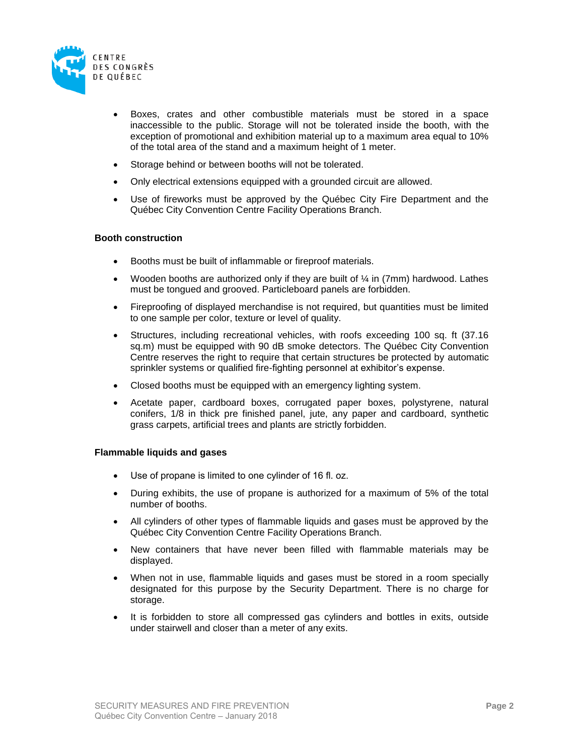- Boxes, crates and other combustible materials must be stored in a space inaccessible to the public. Storage will not be tolerated inside the booth, with the exception of promotional and exhibition material up to a maximum area equal to 10% of the total area of the stand and a maximum height of 1 meter.
- Storage behind or between booths will not be tolerated.
- Only electrical extensions equipped with a grounded circuit are allowed.
- Use of fireworks must be approved by the Québec City Fire Department and the Québec City Convention Centre Facility Operations Branch.

**Booth construction**

- Booths must be built of inflammable or fireproof materials.
- Wooden booths are authorized only if they are built of ¼ in (7mm) hardwood. Lathes must be tongued and grooved. Particleboard panels are forbidden.
- Fireproofing of displayed merchandise is not required, but quantities must be limited to one sample per color, texture or level of quality.
- Structures, including recreational vehicles, with roofs exceeding 100 sq. ft (37.16 sq.m) must be equipped with 90 dB smoke detectors. The Québec City Convention Centre reserves the right to require that certain structures be protected by automatic sprinkler systems or qualified fire-fighting personnel at exhibitor's expense.
- Closed booths must be equipped with an emergency lighting system.
- Acetate paper, cardboard boxes, corrugated paper boxes, polystyrene, natural conifers, 1/8 in thick pre finished panel, jute, any paper and cardboard, synthetic grass carpets, artificial trees and plants are strictly forbidden.

**Flammable liquids and gases**

- Use of propane is limited to one cylinder of 16 fl. oz.
- During exhibits, the use of propane is authorized for a maximum of 5% of the total number of booths.
- All cylinders of other types of flammable liquids and gases must be approved by the Québec City Convention Centre Facility Operations Branch.
- New containers that have never been filled with flammable materials may be displayed.
- When not in use, flammable liquids and gases must be stored in a room specially designated for this purpose by the Security Department. There is no charge for storage.
- It is forbidden to store all compressed gas cylinders and bottles in exits, outside under stairwell and closer than a meter of any exits.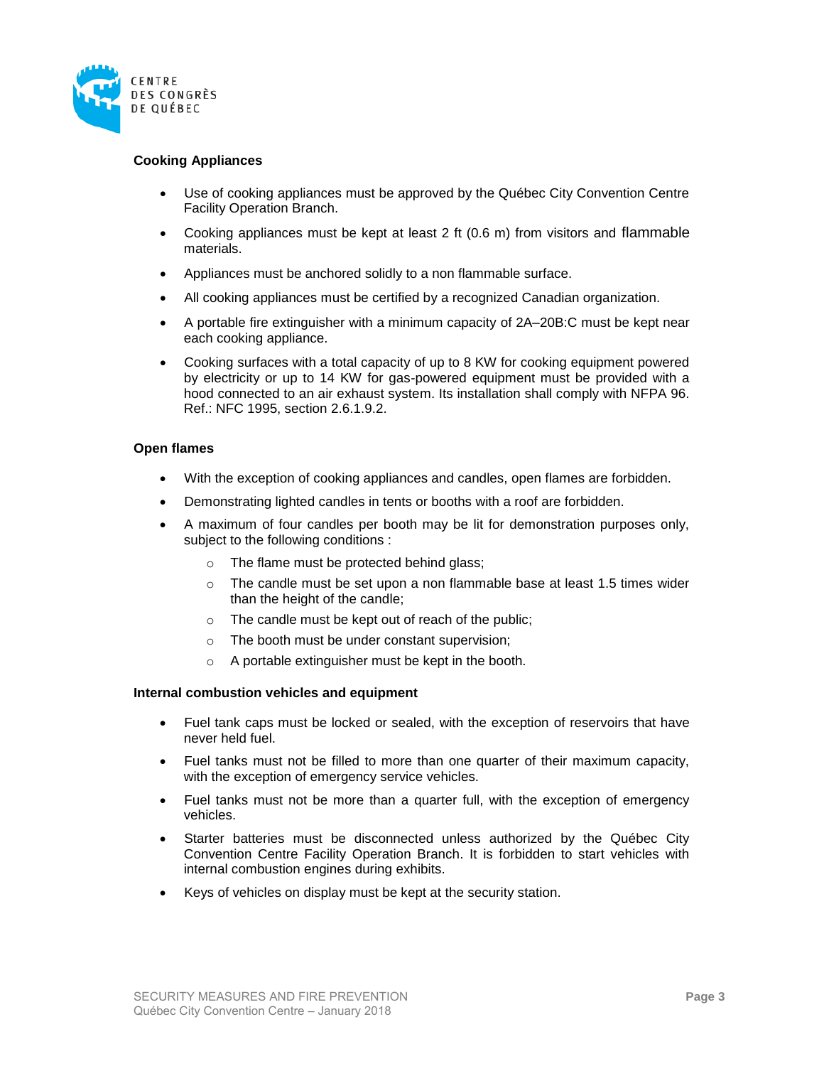## Cooking Appliances

- Use of cooking appliances must be approved by the Québec City Convention Centre Facility Operation Branch.
- Cooking appliances must be kept at least 2 ft (0.6 m) from visitors and flammable materials.
- Appliances must be anchored solidly to a non flammable surface.
- All cooking appliances must be certified by a recognized Canadian organization.
- A portable fire extinguisher with a minimum capacity of 2A–20B:C must be kept near each cooking appliance.
- Cooking surfaces with a total capacity of up to 8 KW for cooking equipment powered by electricity or up to 14 KW for gas-powered equipment must be provided with a hood connected to an air exhaust system. Its installation shall comply with NFPA 96. Ref.: NFC 1995, section 2.6.1.9.2.

## Open flames

- With the exception of cooking appliances and candles, open flames are forbidden.
- Demonstrating lighted candles in tents or booths with a roof are forbidden.
- A maximum of four candles per booth may be lit for demonstration purposes only, subject to the following conditions :
  - The flame must be protected behind glass;
  - The candle must be set upon a non flammable base at least 1.5 times wider than the height of the candle;
  - The candle must be kept out of reach of the public;
  - The booth must be under constant supervision;
  - A portable extinguisher must be kept in the booth.

## Internal combustion vehicles and equipment

- Fuel tank caps must be locked or sealed, with the exception of reservoirs that have never held fuel.
- Fuel tanks must not be filled to more than one quarter of their maximum capacity, with the exception of emergency service vehicles.
- Fuel tanks must not be more than a quarter full, with the exception of emergency vehicles.
- Starter batteries must be disconnected unless authorized by the Québec City Convention Centre Facility Operation Branch. It is forbidden to start vehicles with internal combustion engines during exhibits.
- Keys of vehicles on display must be kept at the security station.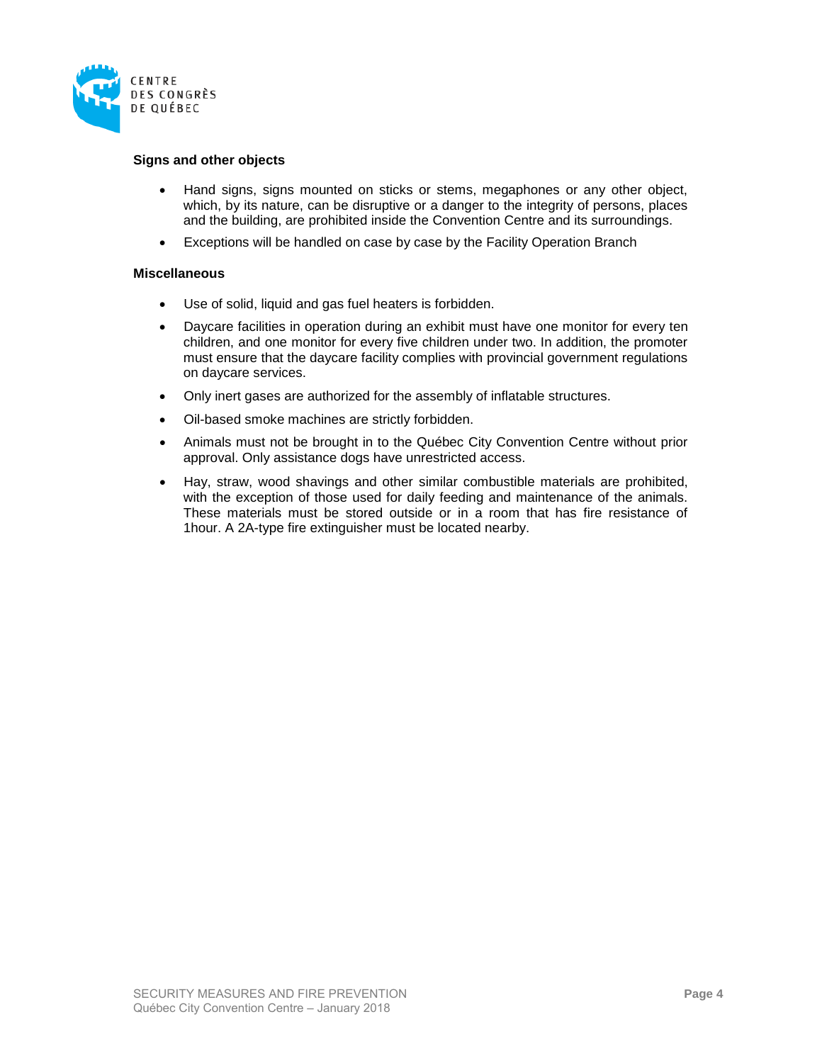**Signs and other objects**

- Hand signs, signs mounted on sticks or stems, megaphones or any other object, which, by its nature, can be disruptive or a danger to the integrity of persons, places and the building, are prohibited inside the Convention Centre and its surroundings.
- Exceptions will be handled on case by case by the Facility Operation Branch

**Miscellaneous**

- Use of solid, liquid and gas fuel heaters is forbidden.
- Daycare facilities in operation during an exhibit must have one monitor for every ten children, and one monitor for every five children under two. In addition, the promoter must ensure that the daycare facility complies with provincial government regulations on daycare services.
- Only inert gases are authorized for the assembly of inflatable structures.
- Oil-based smoke machines are strictly forbidden.
- Animals must not be brought in to the Québec City Convention Centre without prior approval. Only assistance dogs have unrestricted access.
- Hay, straw, wood shavings and other similar combustible materials are prohibited, with the exception of those used for daily feeding and maintenance of the animals. These materials must be stored outside or in a room that has fire resistance of 1hour. A 2A-type fire extinguisher must be located nearby.